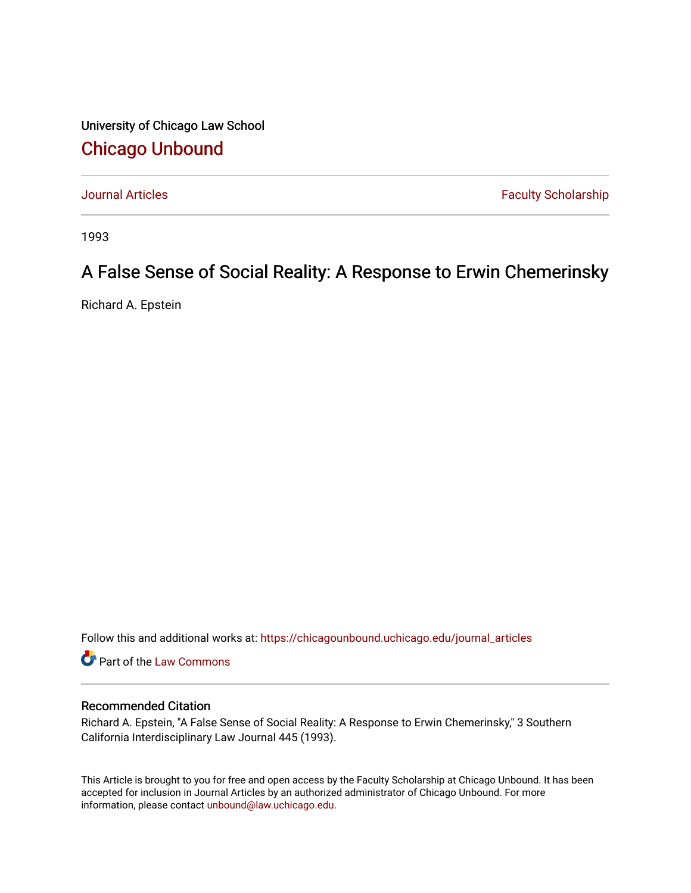University of Chicago Law School

## Chicago Unbound

Journal Articles | Faculty Scholarship

1993

# A False Sense of Social Reality: A Response to Erwin Chemerinsky

Richard A. Epstein

Follow this and additional works at: https://chicagounbound.uchicago.edu/journal_articles

Part of the Law Commons

### Recommended Citation

Richard A. Epstein, "A False Sense of Social Reality: A Response to Erwin Chemerinsky," 3 Southern California Interdisciplinary Law Journal 445 (1993).

This Article is brought to you for free and open access by the Faculty Scholarship at Chicago Unbound. It has been accepted for inclusion in Journal Articles by an authorized administrator of Chicago Unbound. For more information, please contact unbound@law.uchicago.edu.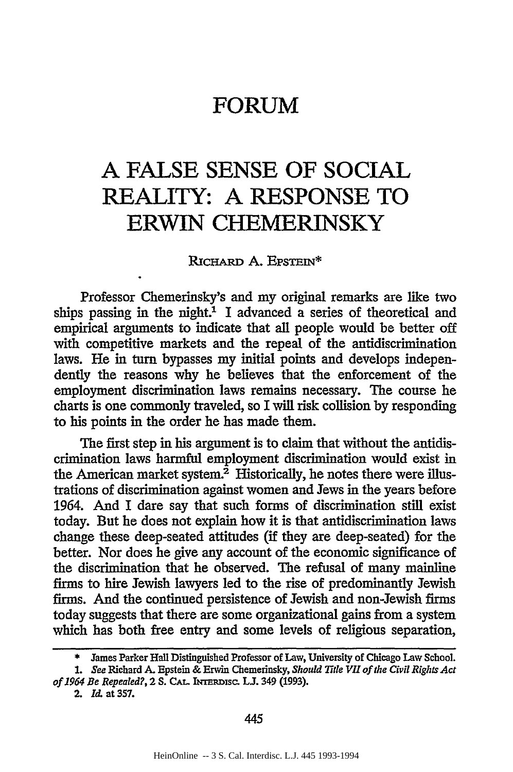# FORUM

# A FALSE SENSE OF SOCIAL REALITY: A RESPONSE TO ERWIN CHEMERINSKY

RICHARD A. EPSTEIN*

Professor Chemerinsky's and my original remarks are like two ships passing in the night.[1] I advanced a series of theoretical and empirical arguments to indicate that all people would be better off with competitive markets and the repeal of the antidiscrimination laws. He in turn bypasses my initial points and develops independently the reasons why he believes that the enforcement of the employment discrimination laws remains necessary. The course he charts is one commonly traveled, so I will risk collision by responding to his points in the order he has made them.

The first step in his argument is to claim that without the antidiscrimination laws harmful employment discrimination would exist in the American market system.[2] Historically, he notes there were illustrations of discrimination against women and Jews in the years before 1964. And I dare say that such forms of discrimination still exist today. But he does not explain how it is that antidiscrimination laws change these deep-seated attitudes (if they are deep-seated) for the better. Nor does he give any account of the economic significance of the discrimination that he observed. The refusal of many mainline firms to hire Jewish lawyers led to the rise of predominantly Jewish firms. And the continued persistence of Jewish and non-Jewish firms today suggests that there are some organizational gains from a system which has both free entry and some levels of religious separation,

---

\* James Parker Hall Distinguished Professor of Law, University of Chicago Law School.

1. *See* Richard A. Epstein & Erwin Chemerinsky, *Should Title VII of the Civil Rights Act of 1964 Be Repealed?*, 2 S. CAL. INTERDISC. L.J. 349 (1993).

2. *Id.* at 357.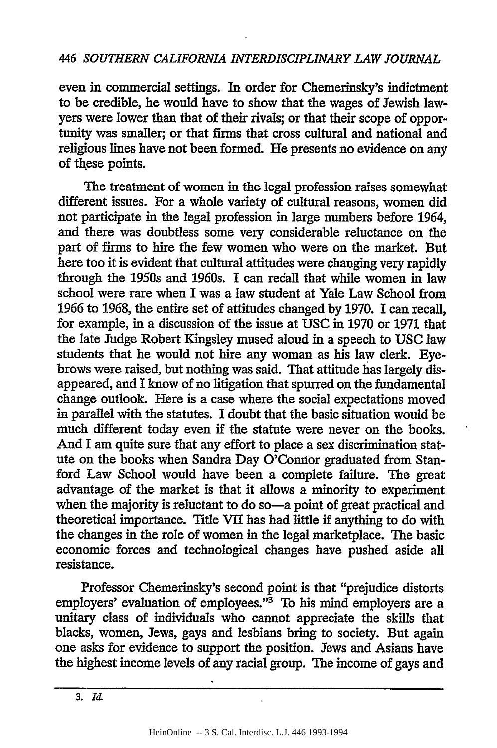even in commercial settings. In order for Chemerinsky's indictment to be credible, he would have to show that the wages of Jewish lawyers were lower than that of their rivals; or that their scope of opportunity was smaller; or that firms that cross cultural and national and religious lines have not been formed. He presents no evidence on any of these points.

The treatment of women in the legal profession raises somewhat different issues. For a whole variety of cultural reasons, women did not participate in the legal profession in large numbers before 1964, and there was doubtless some very considerable reluctance on the part of firms to hire the few women who were on the market. But here too it is evident that cultural attitudes were changing very rapidly through the 1950s and 1960s. I can recall that while women in law school were rare when I was a law student at Yale Law School from 1966 to 1968, the entire set of attitudes changed by 1970. I can recall, for example, in a discussion of the issue at USC in 1970 or 1971 that the late Judge Robert Kingsley mused aloud in a speech to USC law students that he would not hire any woman as his law clerk. Eyebrows were raised, but nothing was said. That attitude has largely disappeared, and I know of no litigation that spurred on the fundamental change outlook. Here is a case where the social expectations moved in parallel with the statutes. I doubt that the basic situation would be much different today even if the statute were never on the books. And I am quite sure that any effort to place a sex discrimination statute on the books when Sandra Day O'Connor graduated from Stanford Law School would have been a complete failure. The great advantage of the market is that it allows a minority to experiment when the majority is reluctant to do so—a point of great practical and theoretical importance. Title VII has had little if anything to do with the changes in the role of women in the legal marketplace. The basic economic forces and technological changes have pushed aside all resistance.

Professor Chemerinsky's second point is that "prejudice distorts employers' evaluation of employees."[3] To his mind employers are a unitary class of individuals who cannot appreciate the skills that blacks, women, Jews, gays and lesbians bring to society. But again one asks for evidence to support the position. Jews and Asians have the highest income levels of any racial group. The income of gays and

---

3. *Id.*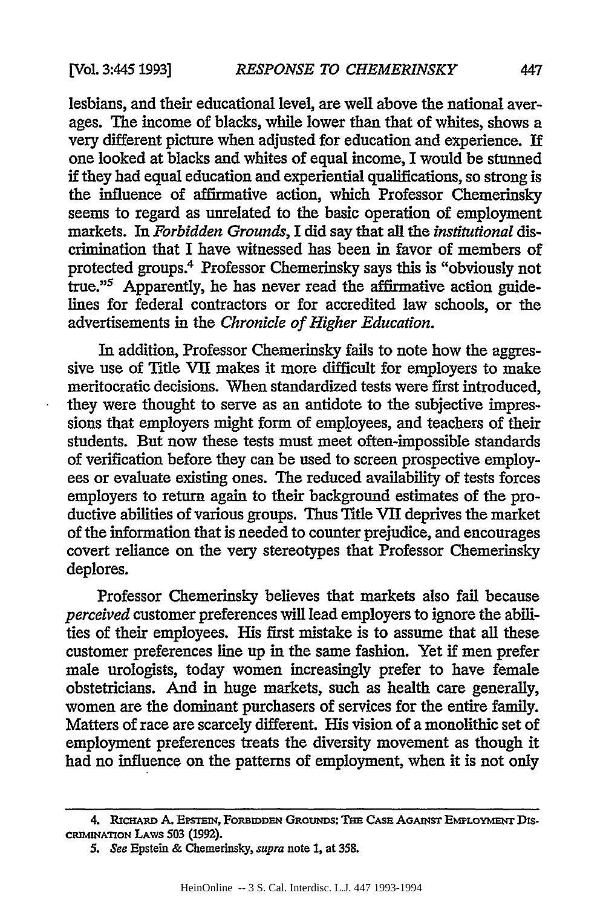lesbians, and their educational level, are well above the national averages. The income of blacks, while lower than that of whites, shows a very different picture when adjusted for education and experience. If one looked at blacks and whites of equal income, I would be stunned if they had equal education and experiential qualifications, so strong is the influence of affirmative action, which Professor Chemerinsky seems to regard as unrelated to the basic operation of employment markets. In *Forbidden Grounds*, I did say that all the *institutional* discrimination that I have witnessed has been in favor of members of protected groups.[4] Professor Chemerinsky says this is "obviously not true."[5] Apparently, he has never read the affirmative action guidelines for federal contractors or for accredited law schools, or the advertisements in the *Chronicle of Higher Education*.

In addition, Professor Chemerinsky fails to note how the aggressive use of Title VII makes it more difficult for employers to make meritocratic decisions. When standardized tests were first introduced, they were thought to serve as an antidote to the subjective impressions that employers might form of employees, and teachers of their students. But now these tests must meet often-impossible standards of verification before they can be used to screen prospective employees or evaluate existing ones. The reduced availability of tests forces employers to return again to their background estimates of the productive abilities of various groups. Thus Title VII deprives the market of the information that is needed to counter prejudice, and encourages covert reliance on the very stereotypes that Professor Chemerinsky deplores.

Professor Chemerinsky believes that markets also fail because *perceived* customer preferences will lead employers to ignore the abilities of their employees. His first mistake is to assume that all these customer preferences line up in the same fashion. Yet if men prefer male urologists, today women increasingly prefer to have female obstetricians. And in huge markets, such as health care generally, women are the dominant purchasers of services for the entire family. Matters of race are scarcely different. His vision of a monolithic set of employment preferences treats the diversity movement as though it had no influence on the patterns of employment, when it is not only

---

4. RICHARD A. EPSTEIN, FORBIDDEN GROUNDS: THE CASE AGAINST EMPLOYMENT DISCRIMINATION LAWS 503 (1992).

5. *See* Epstein & Chemerinsky, *supra* note 1, at 358.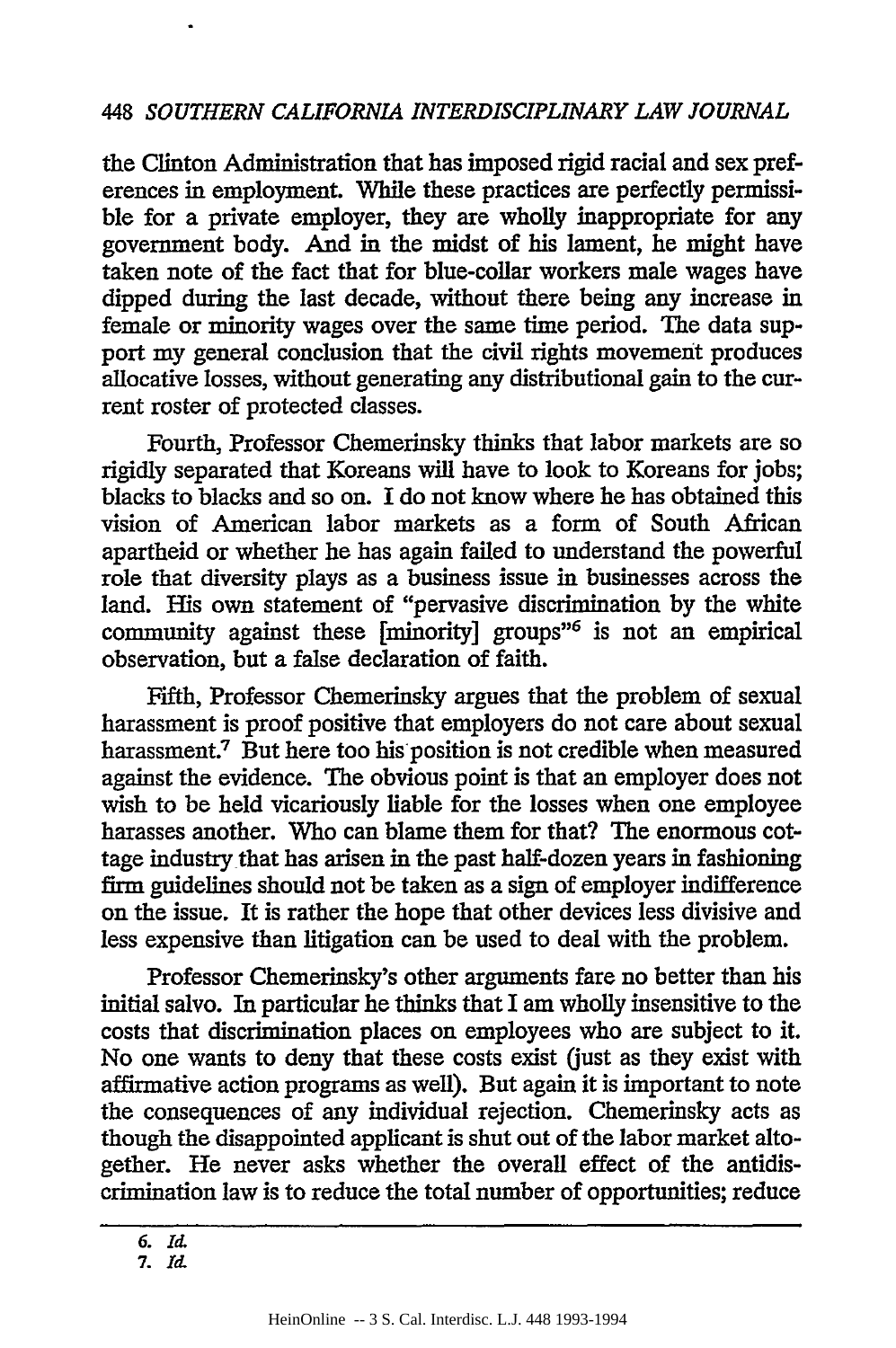the Clinton Administration that has imposed rigid racial and sex preferences in employment. While these practices are perfectly permissible for a private employer, they are wholly inappropriate for any government body. And in the midst of his lament, he might have taken note of the fact that for blue-collar workers male wages have dipped during the last decade, without there being any increase in female or minority wages over the same time period. The data support my general conclusion that the civil rights movement produces allocative losses, without generating any distributional gain to the current roster of protected classes.

Fourth, Professor Chemerinsky thinks that labor markets are so rigidly separated that Koreans will have to look to Koreans for jobs; blacks to blacks and so on. I do not know where he has obtained this vision of American labor markets as a form of South African apartheid or whether he has again failed to understand the powerful role that diversity plays as a business issue in businesses across the land. His own statement of "pervasive discrimination by the white community against these [minority] groups"[6] is not an empirical observation, but a false declaration of faith.

Fifth, Professor Chemerinsky argues that the problem of sexual harassment is proof positive that employers do not care about sexual harassment.[7] But here too his position is not credible when measured against the evidence. The obvious point is that an employer does not wish to be held vicariously liable for the losses when one employee harasses another. Who can blame them for that? The enormous cottage industry that has arisen in the past half-dozen years in fashioning firm guidelines should not be taken as a sign of employer indifference on the issue. It is rather the hope that other devices less divisive and less expensive than litigation can be used to deal with the problem.

Professor Chemerinsky's other arguments fare no better than his initial salvo. In particular he thinks that I am wholly insensitive to the costs that discrimination places on employees who are subject to it. No one wants to deny that these costs exist (just as they exist with affirmative action programs as well). But again it is important to note the consequences of any individual rejection. Chemerinsky acts as though the disappointed applicant is shut out of the labor market altogether. He never asks whether the overall effect of the antidiscrimination law is to reduce the total number of opportunities; reduce

---

6. *Id.*

7. *Id.*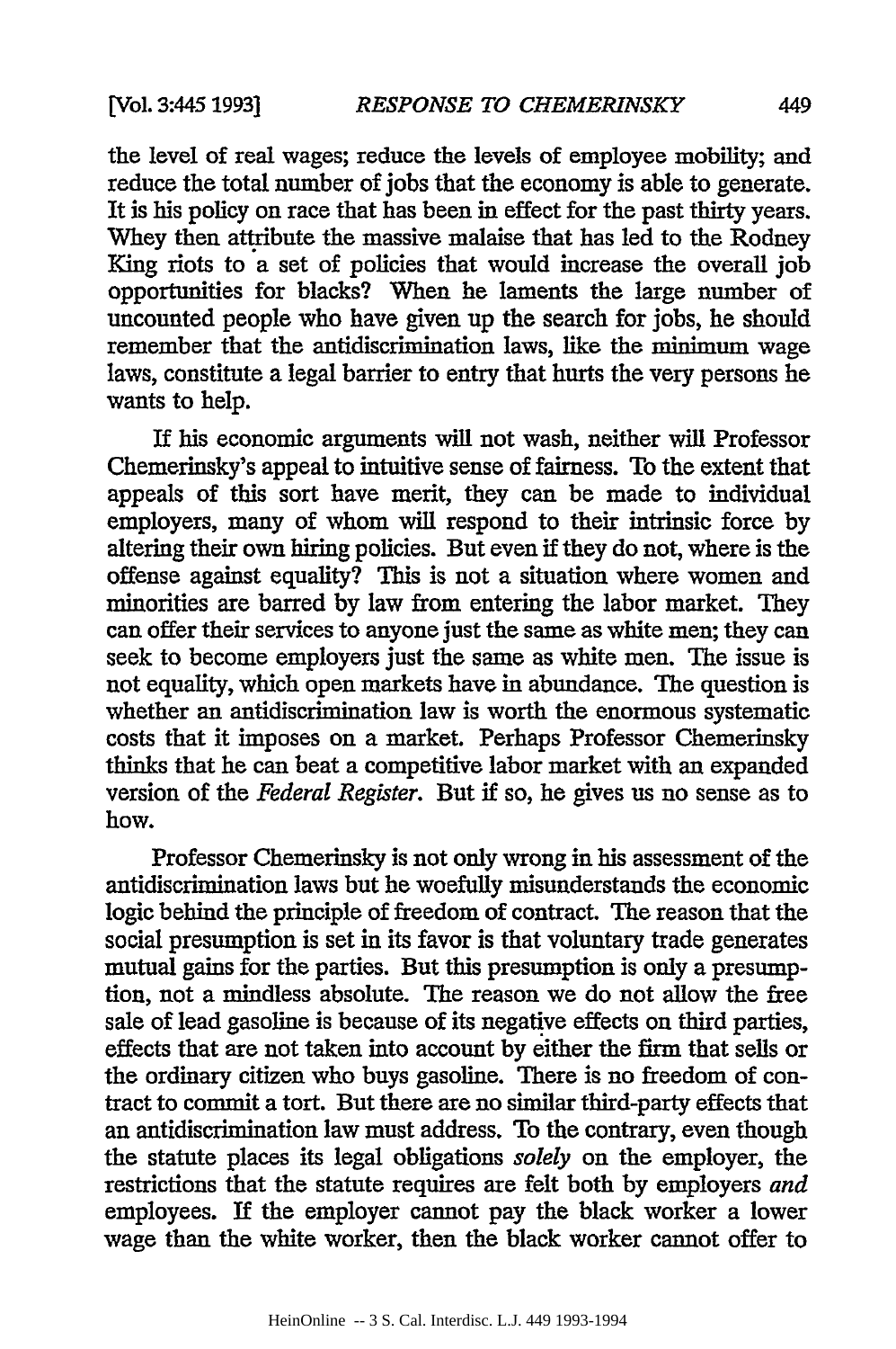the level of real wages; reduce the levels of employee mobility; and reduce the total number of jobs that the economy is able to generate. It is his policy on race that has been in effect for the past thirty years. Whey then attribute the massive malaise that has led to the Rodney King riots to a set of policies that would increase the overall job opportunities for blacks? When he laments the large number of uncounted people who have given up the search for jobs, he should remember that the antidiscrimination laws, like the minimum wage laws, constitute a legal barrier to entry that hurts the very persons he wants to help.

If his economic arguments will not wash, neither will Professor Chemerinsky's appeal to intuitive sense of fairness. To the extent that appeals of this sort have merit, they can be made to individual employers, many of whom will respond to their intrinsic force by altering their own hiring policies. But even if they do not, where is the offense against equality? This is not a situation where women and minorities are barred by law from entering the labor market. They can offer their services to anyone just the same as white men; they can seek to become employers just the same as white men. The issue is not equality, which open markets have in abundance. The question is whether an antidiscrimination law is worth the enormous systematic costs that it imposes on a market. Perhaps Professor Chemerinsky thinks that he can beat a competitive labor market with an expanded version of the *Federal Register*. But if so, he gives us no sense as to how.

Professor Chemerinsky is not only wrong in his assessment of the antidiscrimination laws but he woefully misunderstands the economic logic behind the principle of freedom of contract. The reason that the social presumption is set in its favor is that voluntary trade generates mutual gains for the parties. But this presumption is only a presumption, not a mindless absolute. The reason we do not allow the free sale of lead gasoline is because of its negative effects on third parties, effects that are not taken into account by either the firm that sells or the ordinary citizen who buys gasoline. There is no freedom of contract to commit a tort. But there are no similar third-party effects that an antidiscrimination law must address. To the contrary, even though the statute places its legal obligations *solely* on the employer, the restrictions that the statute requires are felt both by employers *and* employees. If the employer cannot pay the black worker a lower wage than the white worker, then the black worker cannot offer to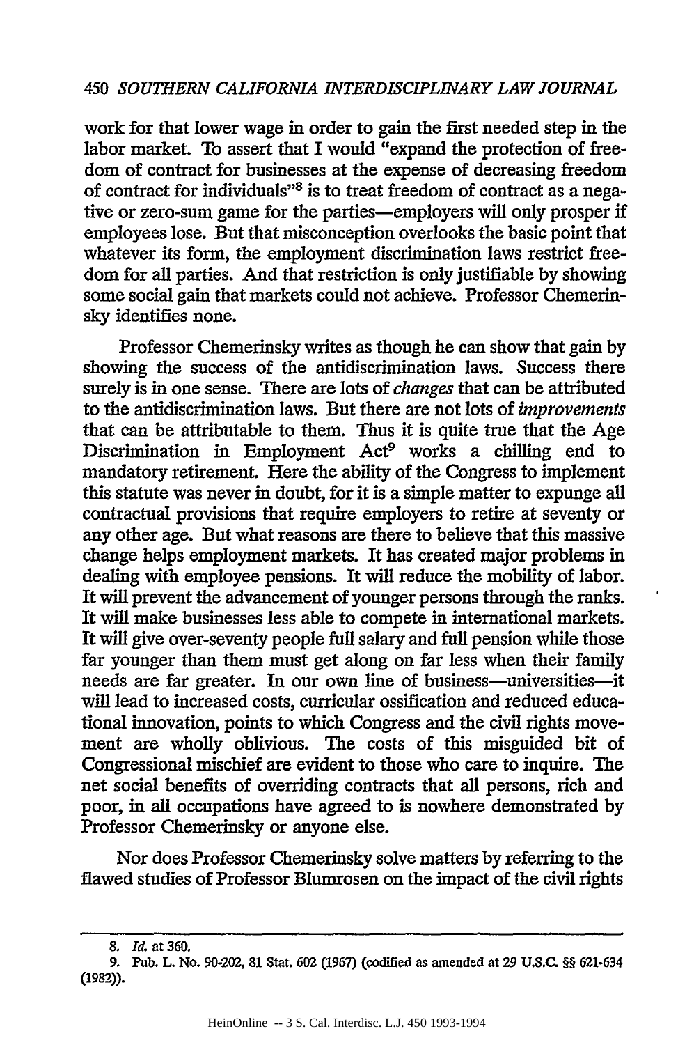work for that lower wage in order to gain the first needed step in the labor market. To assert that I would "expand the protection of freedom of contract for businesses at the expense of decreasing freedom of contract for individuals"[8] is to treat freedom of contract as a negative or zero-sum game for the parties—employers will only prosper if employees lose. But that misconception overlooks the basic point that whatever its form, the employment discrimination laws restrict freedom for all parties. And that restriction is only justifiable by showing some social gain that markets could not achieve. Professor Chemerinsky identifies none.

Professor Chemerinsky writes as though he can show that gain by showing the success of the antidiscrimination laws. Success there surely is in one sense. There are lots of *changes* that can be attributed to the antidiscrimination laws. But there are not lots of *improvements* that can be attributable to them. Thus it is quite true that the Age Discrimination in Employment Act[9] works a chilling end to mandatory retirement. Here the ability of the Congress to implement this statute was never in doubt, for it is a simple matter to expunge all contractual provisions that require employers to retire at seventy or any other age. But what reasons are there to believe that this massive change helps employment markets. It has created major problems in dealing with employee pensions. It will reduce the mobility of labor. It will prevent the advancement of younger persons through the ranks. It will make businesses less able to compete in international markets. It will give over-seventy people full salary and full pension while those far younger than them must get along on far less when their family needs are far greater. In our own line of business—universities—it will lead to increased costs, curricular ossification and reduced educational innovation, points to which Congress and the civil rights movement are wholly oblivious. The costs of this misguided bit of Congressional mischief are evident to those who care to inquire. The net social benefits of overriding contracts that all persons, rich and poor, in all occupations have agreed to is nowhere demonstrated by Professor Chemerinsky or anyone else.

Nor does Professor Chemerinsky solve matters by referring to the flawed studies of Professor Blumrosen on the impact of the civil rights

---

8. *Id.* at 360.

9. Pub. L. No. 90-202, 81 Stat. 602 (1967) (codified as amended at 29 U.S.C. §§ 621-634 (1982)).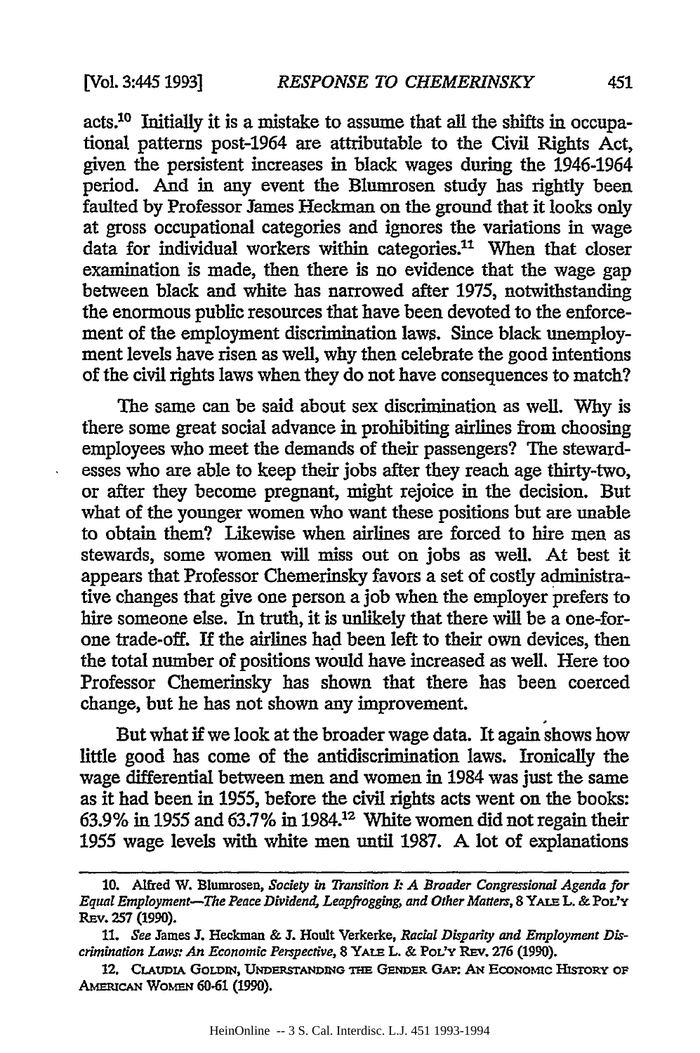acts.[10] Initially it is a mistake to assume that all the shifts in occupational patterns post-1964 are attributable to the Civil Rights Act, given the persistent increases in black wages during the 1946-1964 period. And in any event the Blumrosen study has rightly been faulted by Professor James Heckman on the ground that it looks only at gross occupational categories and ignores the variations in wage data for individual workers within categories.[11] When that closer examination is made, then there is no evidence that the wage gap between black and white has narrowed after 1975, notwithstanding the enormous public resources that have been devoted to the enforcement of the employment discrimination laws. Since black unemployment levels have risen as well, why then celebrate the good intentions of the civil rights laws when they do not have consequences to match?

The same can be said about sex discrimination as well. Why is there some great social advance in prohibiting airlines from choosing employees who meet the demands of their passengers? The stewardesses who are able to keep their jobs after they reach age thirty-two, or after they become pregnant, might rejoice in the decision. But what of the younger women who want these positions but are unable to obtain them? Likewise when airlines are forced to hire men as stewards, some women will miss out on jobs as well. At best it appears that Professor Chemerinsky favors a set of costly administrative changes that give one person a job when the employer prefers to hire someone else. In truth, it is unlikely that there will be a one-for-one trade-off. If the airlines had been left to their own devices, then the total number of positions would have increased as well. Here too Professor Chemerinsky has shown that there has been coerced change, but he has not shown any improvement.

But what if we look at the broader wage data. It again shows how little good has come of the antidiscrimination laws. Ironically the wage differential between men and women in 1984 was just the same as it had been in 1955, before the civil rights acts went on the books: 63.9% in 1955 and 63.7% in 1984.[12] White women did not regain their 1955 wage levels with white men until 1987. A lot of explanations

---

10. Alfred W. Blumrosen, *Society in Transition I: A Broader Congressional Agenda for Equal Employment—The Peace Dividend, Leapfrogging, and Other Matters*, 8 YALE L. & POL'Y REV. 257 (1990).

11. *See* James J. Heckman & J. Hoult Verkerke, *Racial Disparity and Employment Discrimination Laws: An Economic Perspective*, 8 YALE L. & POL'Y REV. 276 (1990).

12. CLAUDIA GOLDIN, UNDERSTANDING THE GENDER GAP: AN ECONOMIC HISTORY OF AMERICAN WOMEN 60-61 (1990).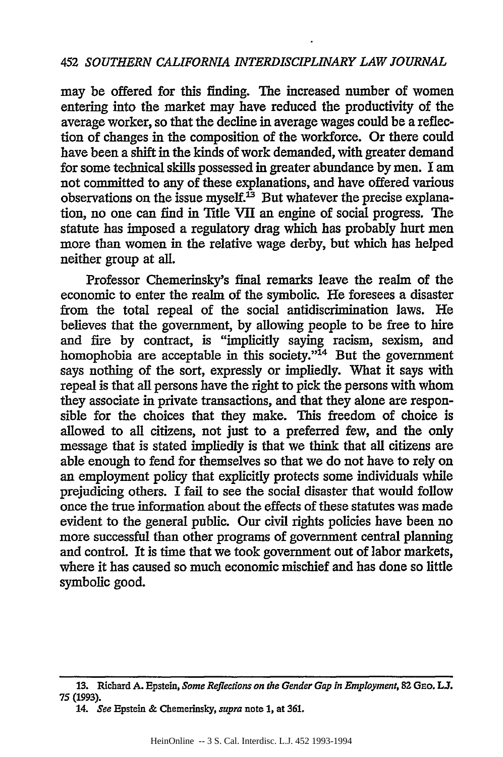may be offered for this finding. The increased number of women entering into the market may have reduced the productivity of the average worker, so that the decline in average wages could be a reflection of changes in the composition of the workforce. Or there could have been a shift in the kinds of work demanded, with greater demand for some technical skills possessed in greater abundance by men. I am not committed to any of these explanations, and have offered various observations on the issue myself.[13] But whatever the precise explanation, no one can find in Title VII an engine of social progress. The statute has imposed a regulatory drag which has probably hurt men more than women in the relative wage derby, but which has helped neither group at all.

Professor Chemerinsky's final remarks leave the realm of the economic to enter the realm of the symbolic. He foresees a disaster from the total repeal of the social antidiscrimination laws. He believes that the government, by allowing people to be free to hire and fire by contract, is "implicitly saying racism, sexism, and homophobia are acceptable in this society."[14] But the government says nothing of the sort, expressly or impliedly. What it says with repeal is that all persons have the right to pick the persons with whom they associate in private transactions, and that they alone are responsible for the choices that they make. This freedom of choice is allowed to all citizens, not just to a preferred few, and the only message that is stated impliedly is that we think that all citizens are able enough to fend for themselves so that we do not have to rely on an employment policy that explicitly protects some individuals while prejudicing others. I fail to see the social disaster that would follow once the true information about the effects of these statutes was made evident to the general public. Our civil rights policies have been no more successful than other programs of government central planning and control. It is time that we took government out of labor markets, where it has caused so much economic mischief and has done so little symbolic good.

---

13. Richard A. Epstein, *Some Reflections on the Gender Gap in Employment*, 82 GEO. L.J. 75 (1993).

14. *See* Epstein & Chemerinsky, *supra* note 1, at 361.